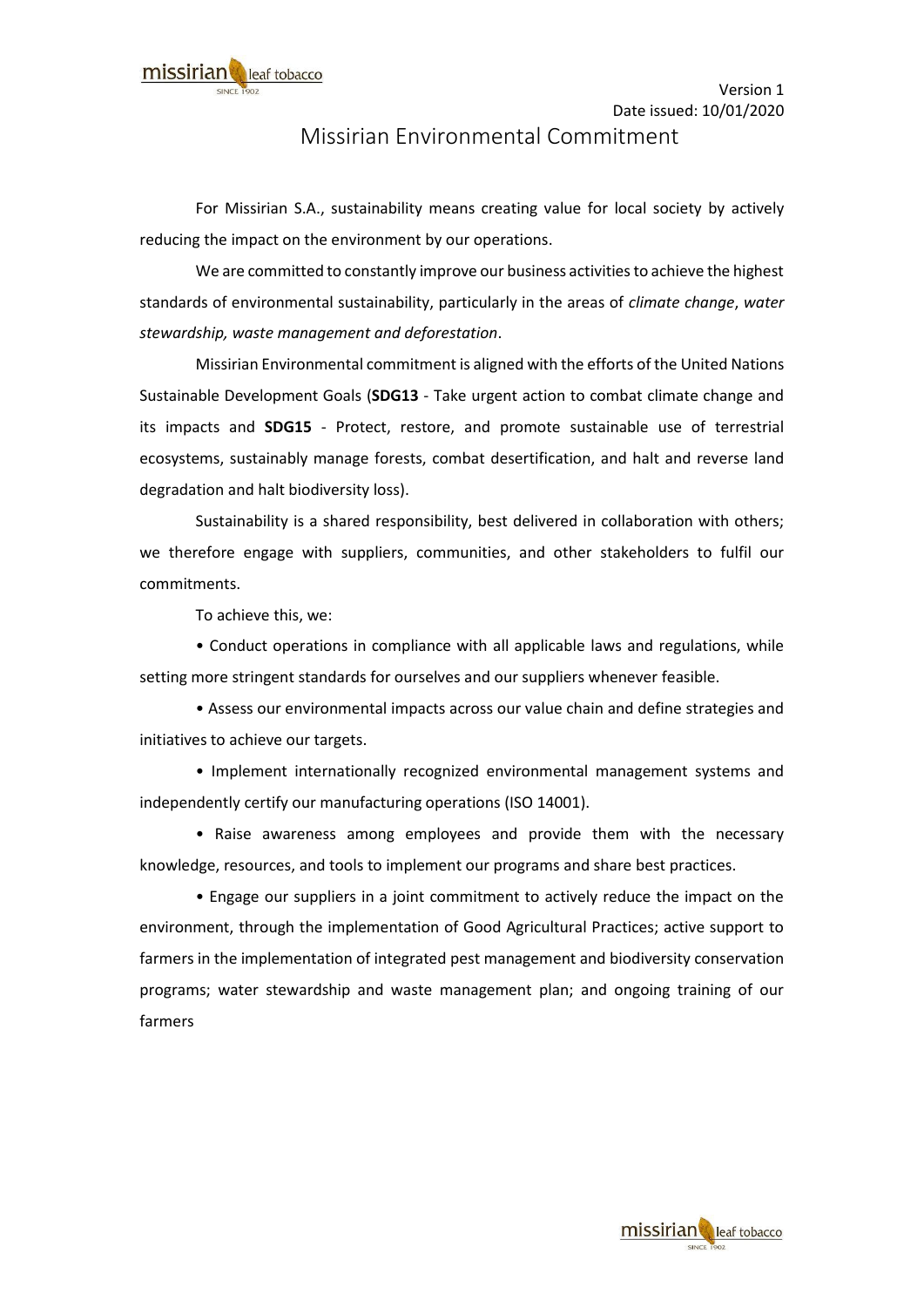Version 1
Date issued: 10/01/2020

# Missirian Environmental Commitment

For Missirian S.A., sustainability means creating value for local society by actively reducing the impact on the environment by our operations.

We are committed to constantly improve our business activities to achieve the highest standards of environmental sustainability, particularly in the areas of *climate change*, *water stewardship, waste management and deforestation*.

Missirian Environmental commitment is aligned with the efforts of the United Nations Sustainable Development Goals (**SDG13** - Take urgent action to combat climate change and its impacts and **SDG15** - Protect, restore, and promote sustainable use of terrestrial ecosystems, sustainably manage forests, combat desertification, and halt and reverse land degradation and halt biodiversity loss).

Sustainability is a shared responsibility, best delivered in collaboration with others; we therefore engage with suppliers, communities, and other stakeholders to fulfil our commitments.

To achieve this, we:

- Conduct operations in compliance with all applicable laws and regulations, while setting more stringent standards for ourselves and our suppliers whenever feasible.
- Assess our environmental impacts across our value chain and define strategies and initiatives to achieve our targets.
- Implement internationally recognized environmental management systems and independently certify our manufacturing operations (ISO 14001).
- Raise awareness among employees and provide them with the necessary knowledge, resources, and tools to implement our programs and share best practices.
- Engage our suppliers in a joint commitment to actively reduce the impact on the environment, through the implementation of Good Agricultural Practices; active support to farmers in the implementation of integrated pest management and biodiversity conservation programs; water stewardship and waste management plan; and ongoing training of our farmers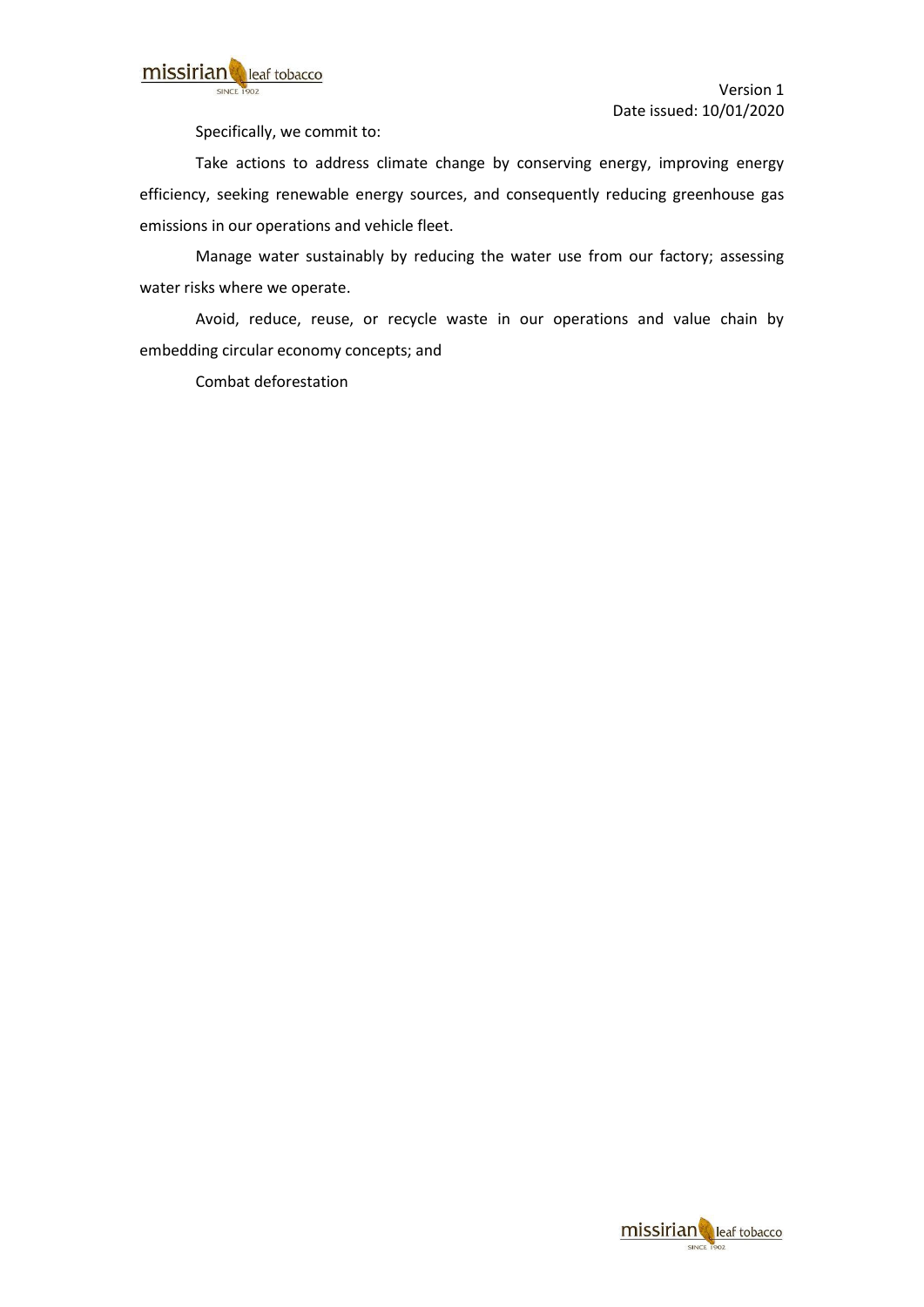Specifically, we commit to:

Take actions to address climate change by conserving energy, improving energy efficiency, seeking renewable energy sources, and consequently reducing greenhouse gas emissions in our operations and vehicle fleet.

Manage water sustainably by reducing the water use from our factory; assessing water risks where we operate.

Avoid, reduce, reuse, or recycle waste in our operations and value chain by embedding circular economy concepts; and

Combat deforestation